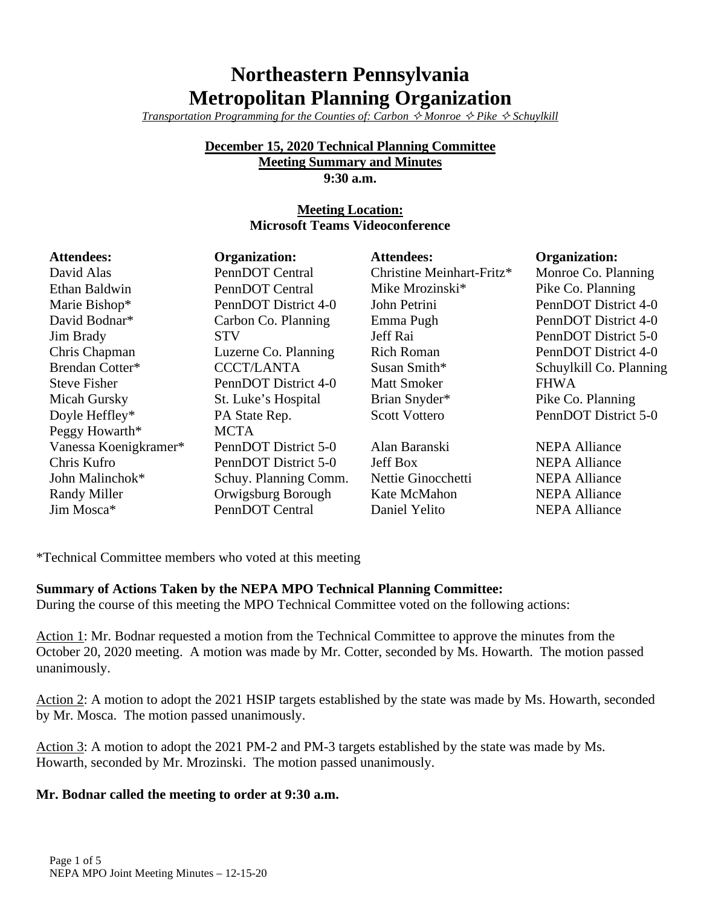# Northeastern Pennsylvania Metropolitan Planning Organization

*Transportation Programming for the Counties of: Carbon ✧ Monroe ✧ Pike ✧ Schuylkill*

**December 15, 2020 Technical Planning Committee**
**Meeting Summary and Minutes**
**9:30 a.m.**

**Meeting Location:**
**Microsoft Teams Videoconference**

| Attendees: | Organization: | Attendees: | Organization: |
|---|---|---|---|
| David Alas | PennDOT Central | Christine Meinhart-Fritz* | Monroe Co. Planning |
| Ethan Baldwin | PennDOT Central | Mike Mrozinski* | Pike Co. Planning |
| Marie Bishop* | PennDOT District 4-0 | John Petrini | PennDOT District 4-0 |
| David Bodnar* | Carbon Co. Planning | Emma Pugh | PennDOT District 4-0 |
| Jim Brady | STV | Jeff Rai | PennDOT District 5-0 |
| Chris Chapman | Luzerne Co. Planning | Rich Roman | PennDOT District 4-0 |
| Brendan Cotter* | CCCT/LANTA | Susan Smith* | Schuylkill Co. Planning |
| Steve Fisher | PennDOT District 4-0 | Matt Smoker | FHWA |
| Micah Gursky | St. Luke's Hospital | Brian Snyder* | Pike Co. Planning |
| Doyle Heffley* | PA State Rep. | Scott Vottero | PennDOT District 5-0 |
| Peggy Howarth* | MCTA | | |
| Vanessa Koenigkramer* | PennDOT District 5-0 | Alan Baranski | NEPA Alliance |
| Chris Kufro | PennDOT District 5-0 | Jeff Box | NEPA Alliance |
| John Malinchok* | Schuy. Planning Comm. | Nettie Ginocchetti | NEPA Alliance |
| Randy Miller | Orwigsburg Borough | Kate McMahon | NEPA Alliance |
| Jim Mosca* | PennDOT Central | Daniel Yelito | NEPA Alliance |

*Technical Committee members who voted at this meeting

**Summary of Actions Taken by the NEPA MPO Technical Planning Committee:**
During the course of this meeting the MPO Technical Committee voted on the following actions:

Action 1: Mr. Bodnar requested a motion from the Technical Committee to approve the minutes from the October 20, 2020 meeting. A motion was made by Mr. Cotter, seconded by Ms. Howarth. The motion passed unanimously.

Action 2: A motion to adopt the 2021 HSIP targets established by the state was made by Ms. Howarth, seconded by Mr. Mosca. The motion passed unanimously.

Action 3: A motion to adopt the 2021 PM-2 and PM-3 targets established by the state was made by Ms. Howarth, seconded by Mr. Mrozinski. The motion passed unanimously.

**Mr. Bodnar called the meeting to order at 9:30 a.m.**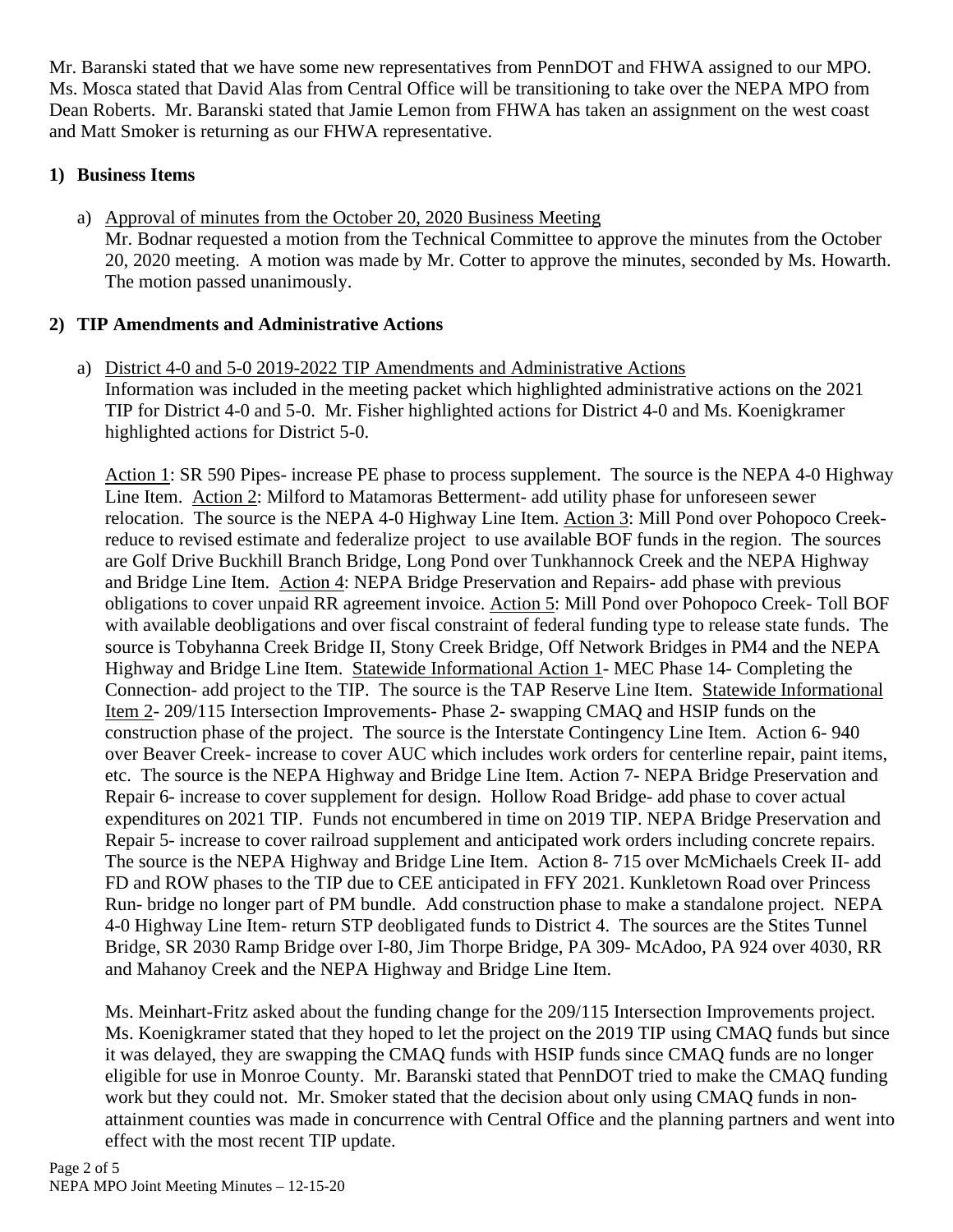Mr. Baranski stated that we have some new representatives from PennDOT and FHWA assigned to our MPO. Ms. Mosca stated that David Alas from Central Office will be transitioning to take over the NEPA MPO from Dean Roberts. Mr. Baranski stated that Jamie Lemon from FHWA has taken an assignment on the west coast and Matt Smoker is returning as our FHWA representative.

## 1) Business Items

a) Approval of minutes from the October 20, 2020 Business Meeting
Mr. Bodnar requested a motion from the Technical Committee to approve the minutes from the October 20, 2020 meeting. A motion was made by Mr. Cotter to approve the minutes, seconded by Ms. Howarth. The motion passed unanimously.

## 2) TIP Amendments and Administrative Actions

a) District 4-0 and 5-0 2019-2022 TIP Amendments and Administrative Actions
Information was included in the meeting packet which highlighted administrative actions on the 2021 TIP for District 4-0 and 5-0. Mr. Fisher highlighted actions for District 4-0 and Ms. Koenigkramer highlighted actions for District 5-0.

Action 1: SR 590 Pipes- increase PE phase to process supplement. The source is the NEPA 4-0 Highway Line Item. Action 2: Milford to Matamoras Betterment- add utility phase for unforeseen sewer relocation. The source is the NEPA 4-0 Highway Line Item. Action 3: Mill Pond over Pohopoco Creek- reduce to revised estimate and federalize project to use available BOF funds in the region. The sources are Golf Drive Buckhill Branch Bridge, Long Pond over Tunkhannock Creek and the NEPA Highway and Bridge Line Item. Action 4: NEPA Bridge Preservation and Repairs- add phase with previous obligations to cover unpaid RR agreement invoice. Action 5: Mill Pond over Pohopoco Creek- Toll BOF with available deobligations and over fiscal constraint of federal funding type to release state funds. The source is Tobyhanna Creek Bridge II, Stony Creek Bridge, Off Network Bridges in PM4 and the NEPA Highway and Bridge Line Item. Statewide Informational Action 1- MEC Phase 14- Completing the Connection- add project to the TIP. The source is the TAP Reserve Line Item. Statewide Informational Item 2- 209/115 Intersection Improvements- Phase 2- swapping CMAQ and HSIP funds on the construction phase of the project. The source is the Interstate Contingency Line Item. Action 6- 940 over Beaver Creek- increase to cover AUC which includes work orders for centerline repair, paint items, etc. The source is the NEPA Highway and Bridge Line Item. Action 7- NEPA Bridge Preservation and Repair 6- increase to cover supplement for design. Hollow Road Bridge- add phase to cover actual expenditures on 2021 TIP. Funds not encumbered in time on 2019 TIP. NEPA Bridge Preservation and Repair 5- increase to cover railroad supplement and anticipated work orders including concrete repairs. The source is the NEPA Highway and Bridge Line Item. Action 8- 715 over McMichaels Creek II- add FD and ROW phases to the TIP due to CEE anticipated in FFY 2021. Kunkletown Road over Princess Run- bridge no longer part of PM bundle. Add construction phase to make a standalone project. NEPA 4-0 Highway Line Item- return STP deobligated funds to District 4. The sources are the Stites Tunnel Bridge, SR 2030 Ramp Bridge over I-80, Jim Thorpe Bridge, PA 309- McAdoo, PA 924 over 4030, RR and Mahanoy Creek and the NEPA Highway and Bridge Line Item.

Ms. Meinhart-Fritz asked about the funding change for the 209/115 Intersection Improvements project. Ms. Koenigkramer stated that they hoped to let the project on the 2019 TIP using CMAQ funds but since it was delayed, they are swapping the CMAQ funds with HSIP funds since CMAQ funds are no longer eligible for use in Monroe County. Mr. Baranski stated that PennDOT tried to make the CMAQ funding work but they could not. Mr. Smoker stated that the decision about only using CMAQ funds in non-attainment counties was made in concurrence with Central Office and the planning partners and went into effect with the most recent TIP update.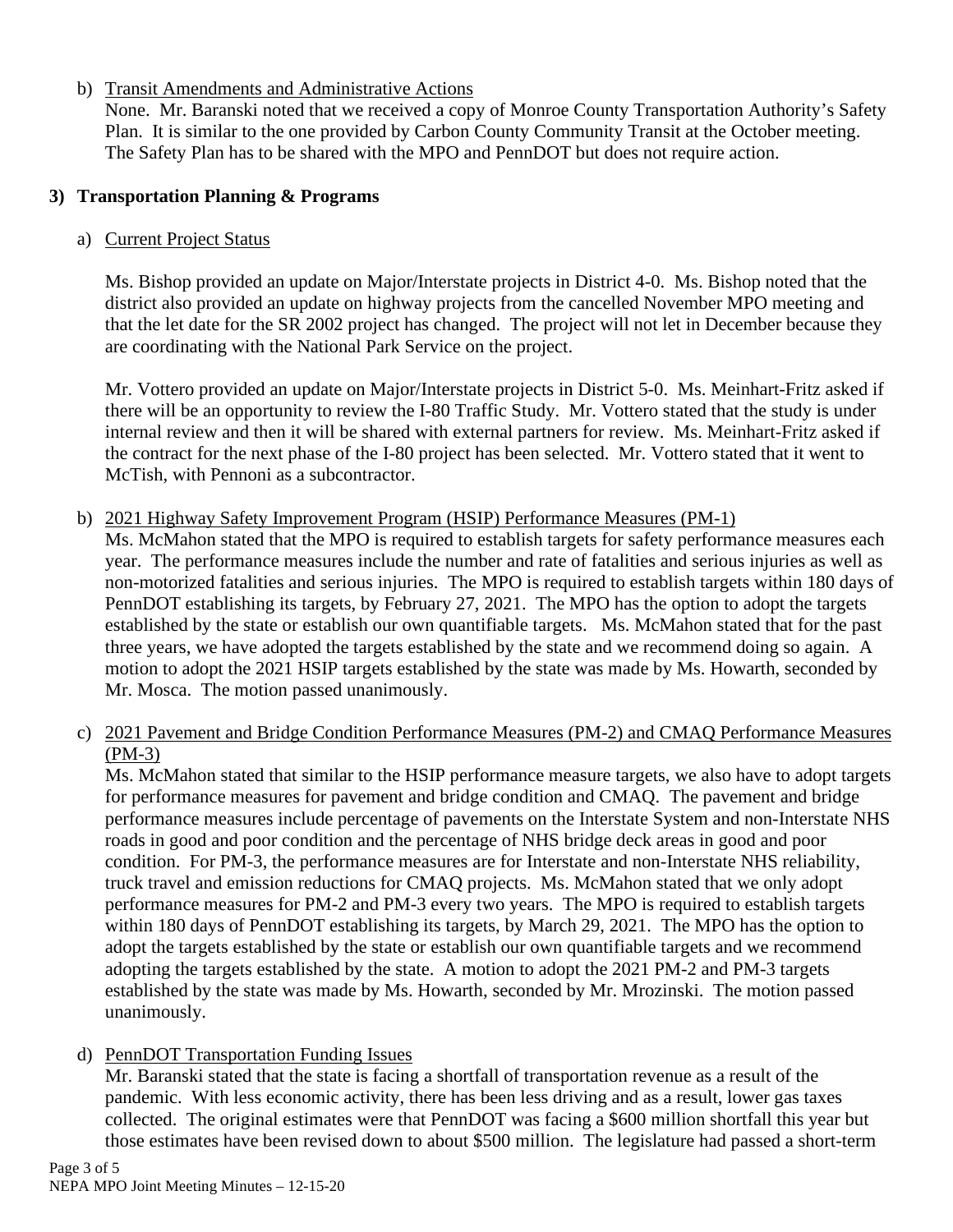b) Transit Amendments and Administrative Actions

None. Mr. Baranski noted that we received a copy of Monroe County Transportation Authority's Safety Plan. It is similar to the one provided by Carbon County Community Transit at the October meeting. The Safety Plan has to be shared with the MPO and PennDOT but does not require action.

## 3) Transportation Planning & Programs

a) Current Project Status

Ms. Bishop provided an update on Major/Interstate projects in District 4-0. Ms. Bishop noted that the district also provided an update on highway projects from the cancelled November MPO meeting and that the let date for the SR 2002 project has changed. The project will not let in December because they are coordinating with the National Park Service on the project.

Mr. Vottero provided an update on Major/Interstate projects in District 5-0. Ms. Meinhart-Fritz asked if there will be an opportunity to review the I-80 Traffic Study. Mr. Vottero stated that the study is under internal review and then it will be shared with external partners for review. Ms. Meinhart-Fritz asked if the contract for the next phase of the I-80 project has been selected. Mr. Vottero stated that it went to McTish, with Pennoni as a subcontractor.

b) 2021 Highway Safety Improvement Program (HSIP) Performance Measures (PM-1)

Ms. McMahon stated that the MPO is required to establish targets for safety performance measures each year. The performance measures include the number and rate of fatalities and serious injuries as well as non-motorized fatalities and serious injuries. The MPO is required to establish targets within 180 days of PennDOT establishing its targets, by February 27, 2021. The MPO has the option to adopt the targets established by the state or establish our own quantifiable targets. Ms. McMahon stated that for the past three years, we have adopted the targets established by the state and we recommend doing so again. A motion to adopt the 2021 HSIP targets established by the state was made by Ms. Howarth, seconded by Mr. Mosca. The motion passed unanimously.

c) 2021 Pavement and Bridge Condition Performance Measures (PM-2) and CMAQ Performance Measures (PM-3)

Ms. McMahon stated that similar to the HSIP performance measure targets, we also have to adopt targets for performance measures for pavement and bridge condition and CMAQ. The pavement and bridge performance measures include percentage of pavements on the Interstate System and non-Interstate NHS roads in good and poor condition and the percentage of NHS bridge deck areas in good and poor condition. For PM-3, the performance measures are for Interstate and non-Interstate NHS reliability, truck travel and emission reductions for CMAQ projects. Ms. McMahon stated that we only adopt performance measures for PM-2 and PM-3 every two years. The MPO is required to establish targets within 180 days of PennDOT establishing its targets, by March 29, 2021. The MPO has the option to adopt the targets established by the state or establish our own quantifiable targets and we recommend adopting the targets established by the state. A motion to adopt the 2021 PM-2 and PM-3 targets established by the state was made by Ms. Howarth, seconded by Mr. Mrozinski. The motion passed unanimously.

d) PennDOT Transportation Funding Issues

Mr. Baranski stated that the state is facing a shortfall of transportation revenue as a result of the pandemic. With less economic activity, there has been less driving and as a result, lower gas taxes collected. The original estimates were that PennDOT was facing a $600 million shortfall this year but those estimates have been revised down to about $500 million. The legislature had passed a short-term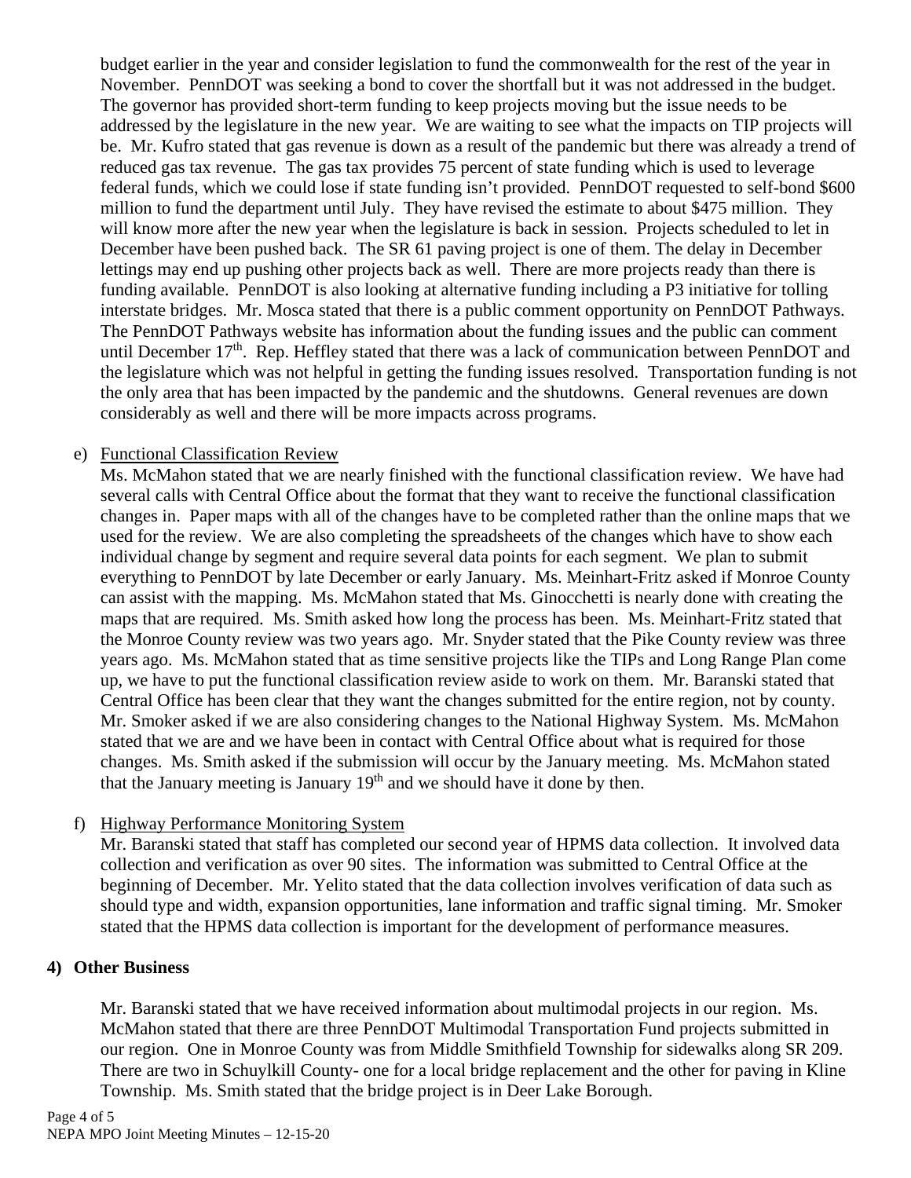budget earlier in the year and consider legislation to fund the commonwealth for the rest of the year in November. PennDOT was seeking a bond to cover the shortfall but it was not addressed in the budget. The governor has provided short-term funding to keep projects moving but the issue needs to be addressed by the legislature in the new year. We are waiting to see what the impacts on TIP projects will be. Mr. Kufro stated that gas revenue is down as a result of the pandemic but there was already a trend of reduced gas tax revenue. The gas tax provides 75 percent of state funding which is used to leverage federal funds, which we could lose if state funding isn't provided. PennDOT requested to self-bond $600 million to fund the department until July. They have revised the estimate to about $475 million. They will know more after the new year when the legislature is back in session. Projects scheduled to let in December have been pushed back. The SR 61 paving project is one of them. The delay in December lettings may end up pushing other projects back as well. There are more projects ready than there is funding available. PennDOT is also looking at alternative funding including a P3 initiative for tolling interstate bridges. Mr. Mosca stated that there is a public comment opportunity on PennDOT Pathways. The PennDOT Pathways website has information about the funding issues and the public can comment until December 17th. Rep. Heffley stated that there was a lack of communication between PennDOT and the legislature which was not helpful in getting the funding issues resolved. Transportation funding is not the only area that has been impacted by the pandemic and the shutdowns. General revenues are down considerably as well and there will be more impacts across programs.

e) Functional Classification Review

Ms. McMahon stated that we are nearly finished with the functional classification review. We have had several calls with Central Office about the format that they want to receive the functional classification changes in. Paper maps with all of the changes have to be completed rather than the online maps that we used for the review. We are also completing the spreadsheets of the changes which have to show each individual change by segment and require several data points for each segment. We plan to submit everything to PennDOT by late December or early January. Ms. Meinhart-Fritz asked if Monroe County can assist with the mapping. Ms. McMahon stated that Ms. Ginocchetti is nearly done with creating the maps that are required. Ms. Smith asked how long the process has been. Ms. Meinhart-Fritz stated that the Monroe County review was two years ago. Mr. Snyder stated that the Pike County review was three years ago. Ms. McMahon stated that as time sensitive projects like the TIPs and Long Range Plan come up, we have to put the functional classification review aside to work on them. Mr. Baranski stated that Central Office has been clear that they want the changes submitted for the entire region, not by county. Mr. Smoker asked if we are also considering changes to the National Highway System. Ms. McMahon stated that we are and we have been in contact with Central Office about what is required for those changes. Ms. Smith asked if the submission will occur by the January meeting. Ms. McMahon stated that the January meeting is January 19th and we should have it done by then.

f) Highway Performance Monitoring System

Mr. Baranski stated that staff has completed our second year of HPMS data collection. It involved data collection and verification as over 90 sites. The information was submitted to Central Office at the beginning of December. Mr. Yelito stated that the data collection involves verification of data such as should type and width, expansion opportunities, lane information and traffic signal timing. Mr. Smoker stated that the HPMS data collection is important for the development of performance measures.

## 4) Other Business

Mr. Baranski stated that we have received information about multimodal projects in our region. Ms. McMahon stated that there are three PennDOT Multimodal Transportation Fund projects submitted in our region. One in Monroe County was from Middle Smithfield Township for sidewalks along SR 209. There are two in Schuylkill County- one for a local bridge replacement and the other for paving in Kline Township. Ms. Smith stated that the bridge project is in Deer Lake Borough.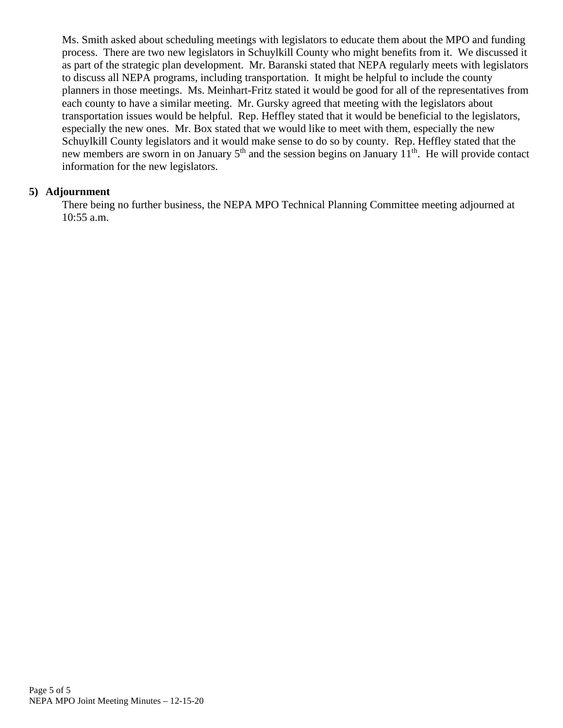Ms. Smith asked about scheduling meetings with legislators to educate them about the MPO and funding process. There are two new legislators in Schuylkill County who might benefits from it. We discussed it as part of the strategic plan development. Mr. Baranski stated that NEPA regularly meets with legislators to discuss all NEPA programs, including transportation. It might be helpful to include the county planners in those meetings. Ms. Meinhart-Fritz stated it would be good for all of the representatives from each county to have a similar meeting. Mr. Gursky agreed that meeting with the legislators about transportation issues would be helpful. Rep. Heffley stated that it would be beneficial to the legislators, especially the new ones. Mr. Box stated that we would like to meet with them, especially the new Schuylkill County legislators and it would make sense to do so by county. Rep. Heffley stated that the new members are sworn in on January 5th and the session begins on January 11th. He will provide contact information for the new legislators.

**5) Adjournment**

There being no further business, the NEPA MPO Technical Planning Committee meeting adjourned at 10:55 a.m.